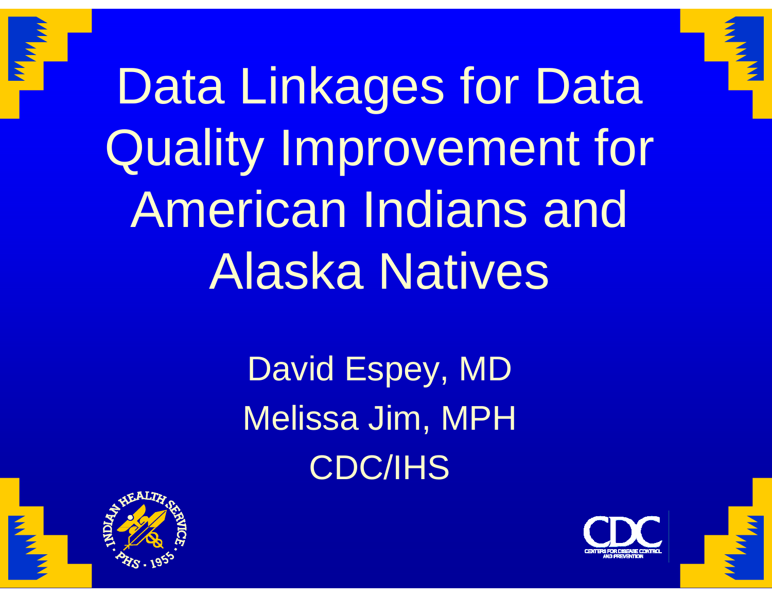# Data Linkages for Data Quality Improvement for American Indians and Alaska Natives

David Espey, MD

Melissa Jim, MPH

CDC/IHS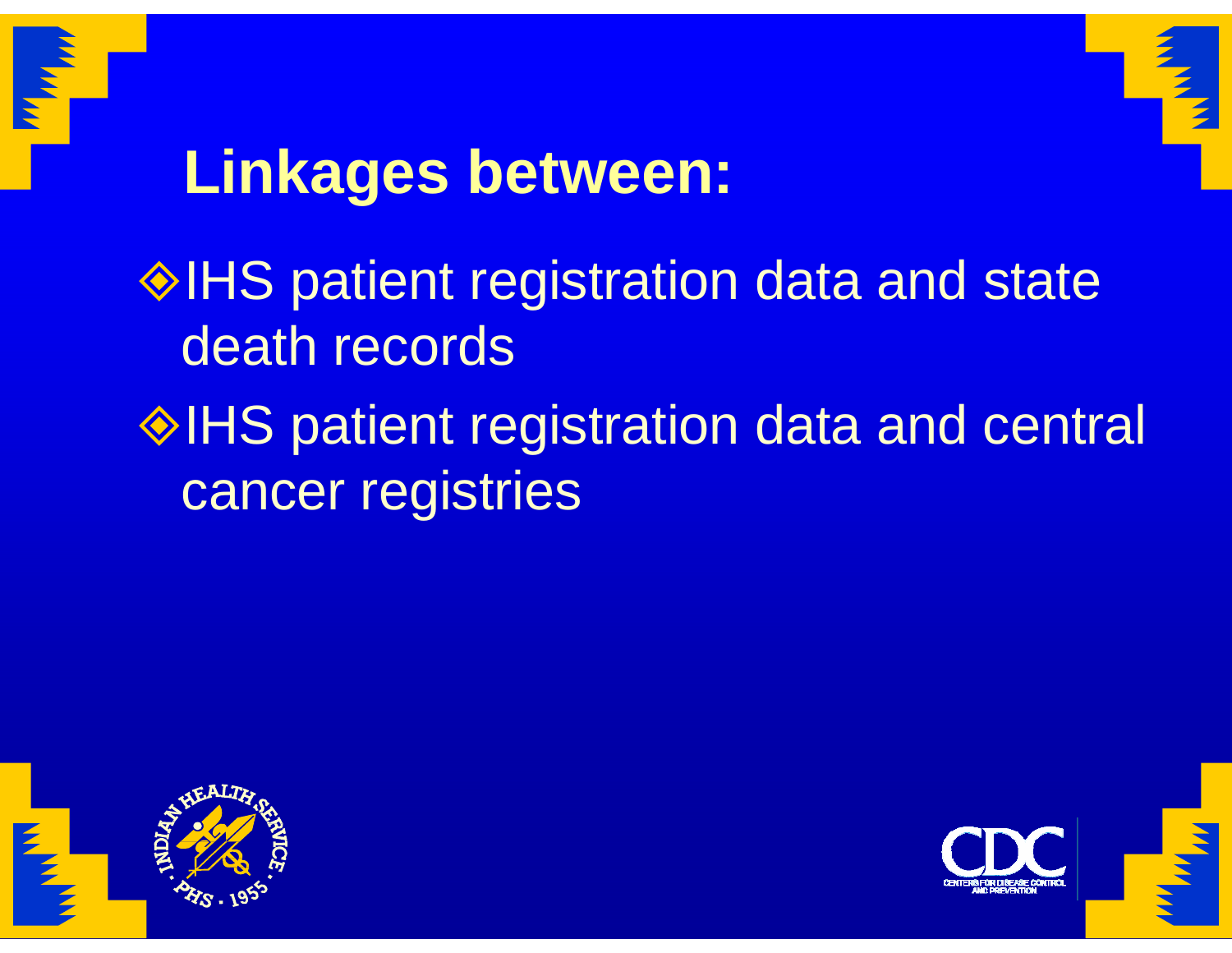# Linkages between:

- IHS patient registration data and state death records
- IHS patient registration data and central cancer registries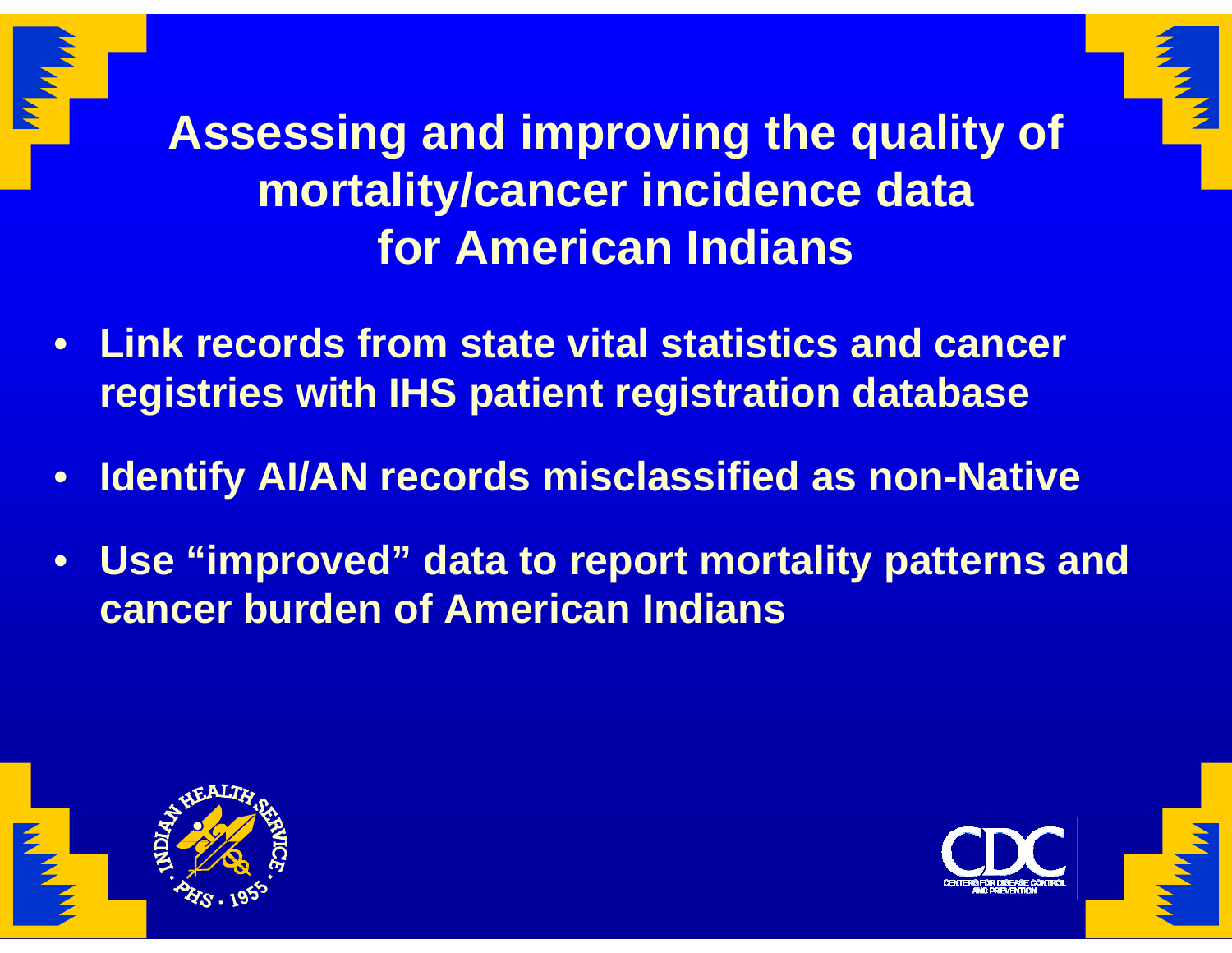# Assessing and improving the quality of mortality/cancer incidence data for American Indians

- **Link records from state vital statistics and cancer registries with IHS patient registration database**
- **Identify AI/AN records misclassified as non-Native**
- **Use "improved" data to report mortality patterns and cancer burden of American Indians**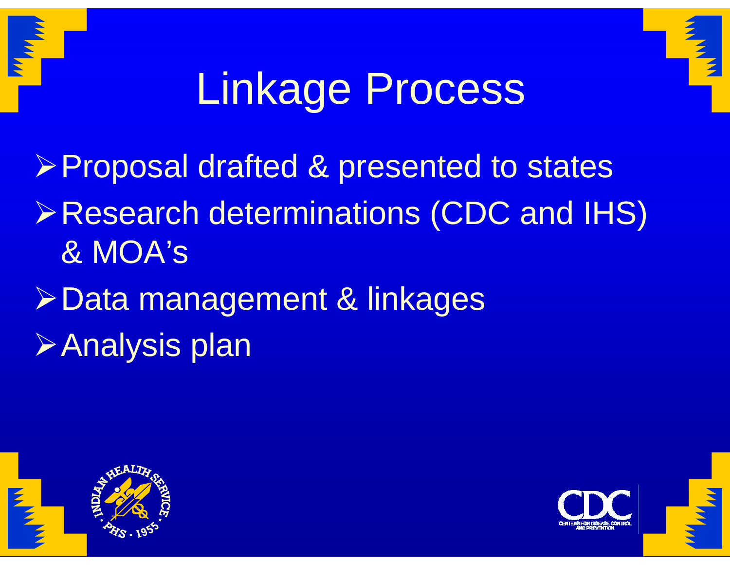# Linkage Process

- Proposal drafted & presented to states
- Research determinations (CDC and IHS) & MOA's
- Data management & linkages
- Analysis plan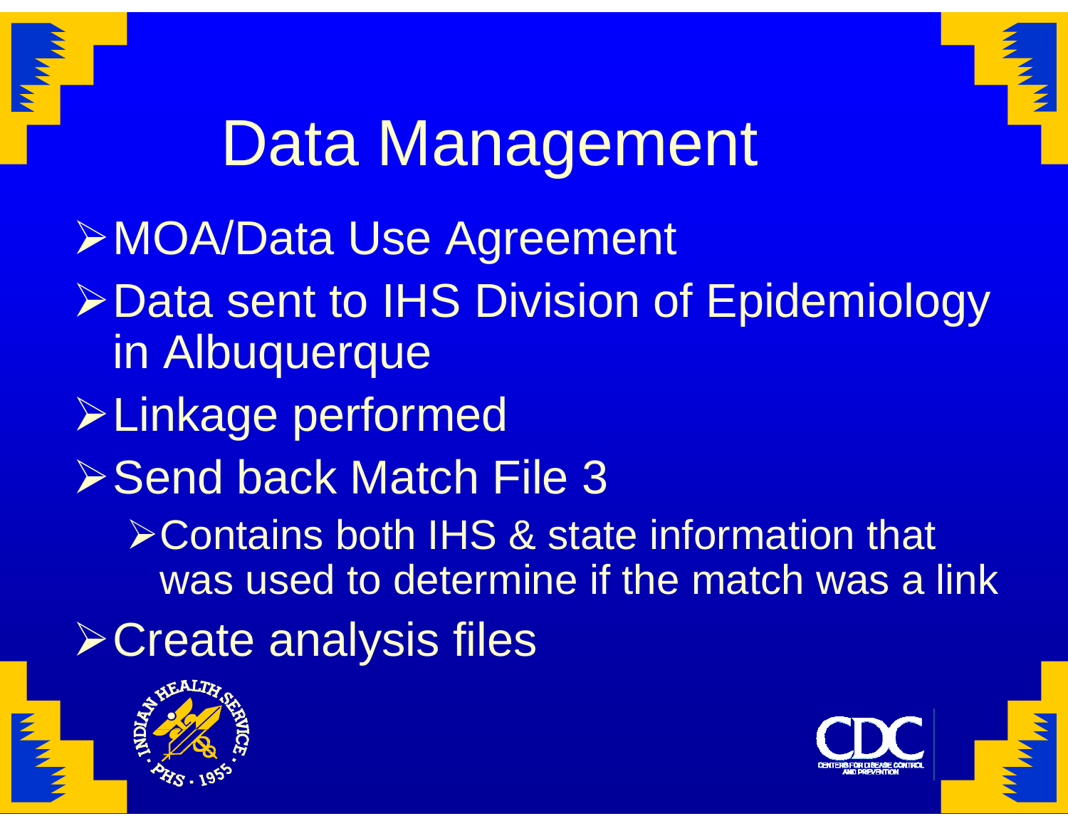# Data Management

- MOA/Data Use Agreement
- Data sent to IHS Division of Epidemiology in Albuquerque
- Linkage performed
- Send back Match File 3
  - Contains both IHS & state information that was used to determine if the match was a link
- Create analysis files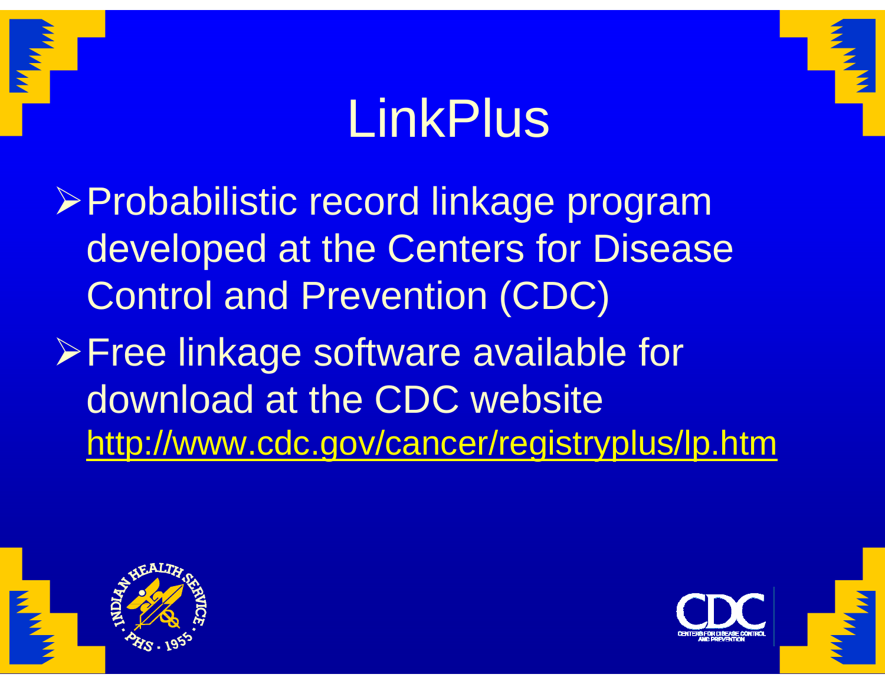# LinkPlus

- Probabilistic record linkage program developed at the Centers for Disease Control and Prevention (CDC)
- Free linkage software available for download at the CDC website http://www.cdc.gov/cancer/registryplus/lp.htm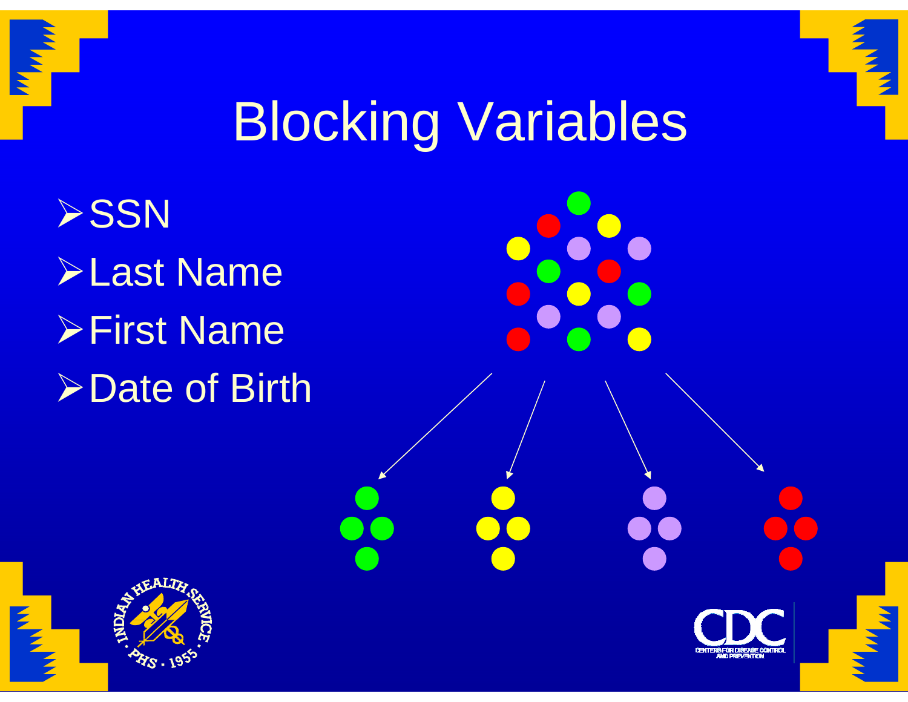# Blocking Variables

- SSN
- Last Name
- First Name
- Date of Birth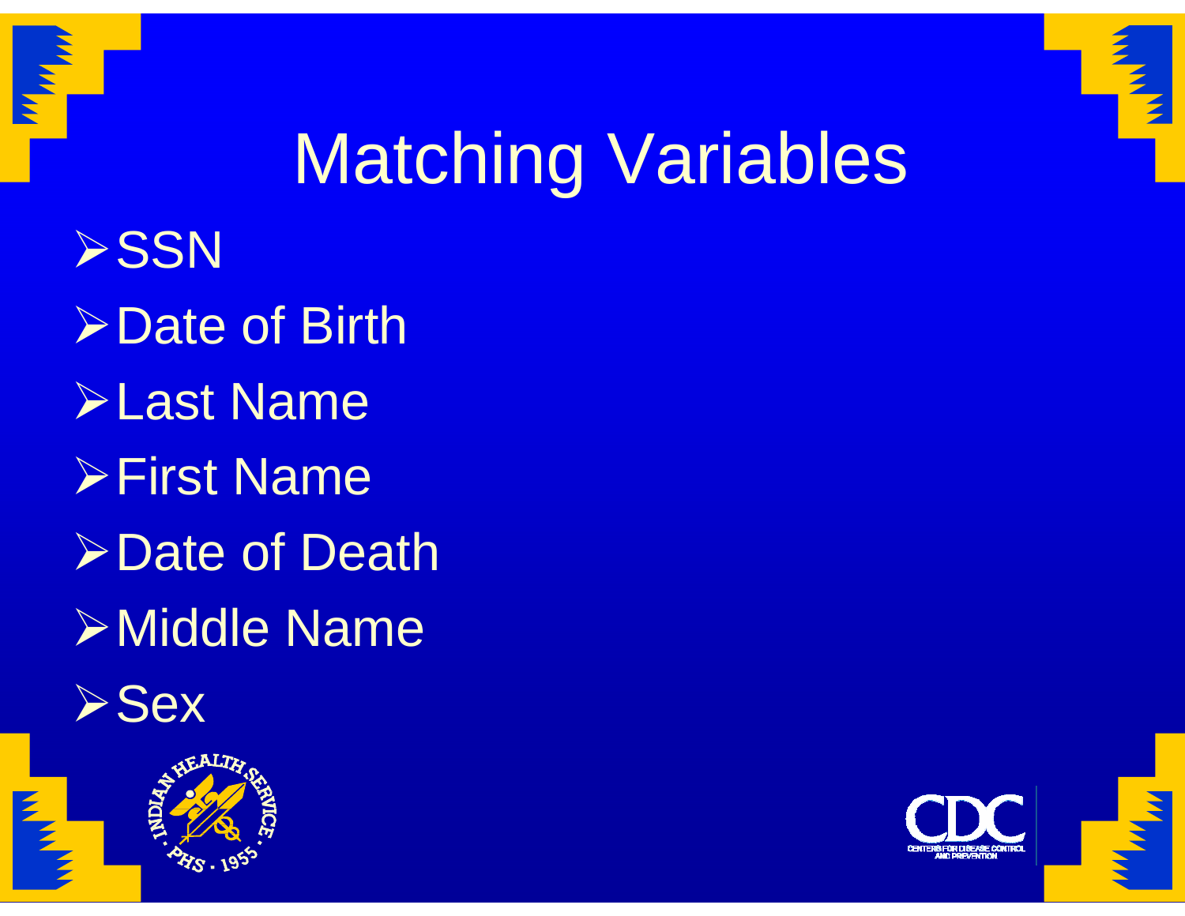# Matching Variables

- SSN
- Date of Birth
- Last Name
- First Name
- Date of Death
- Middle Name
- Sex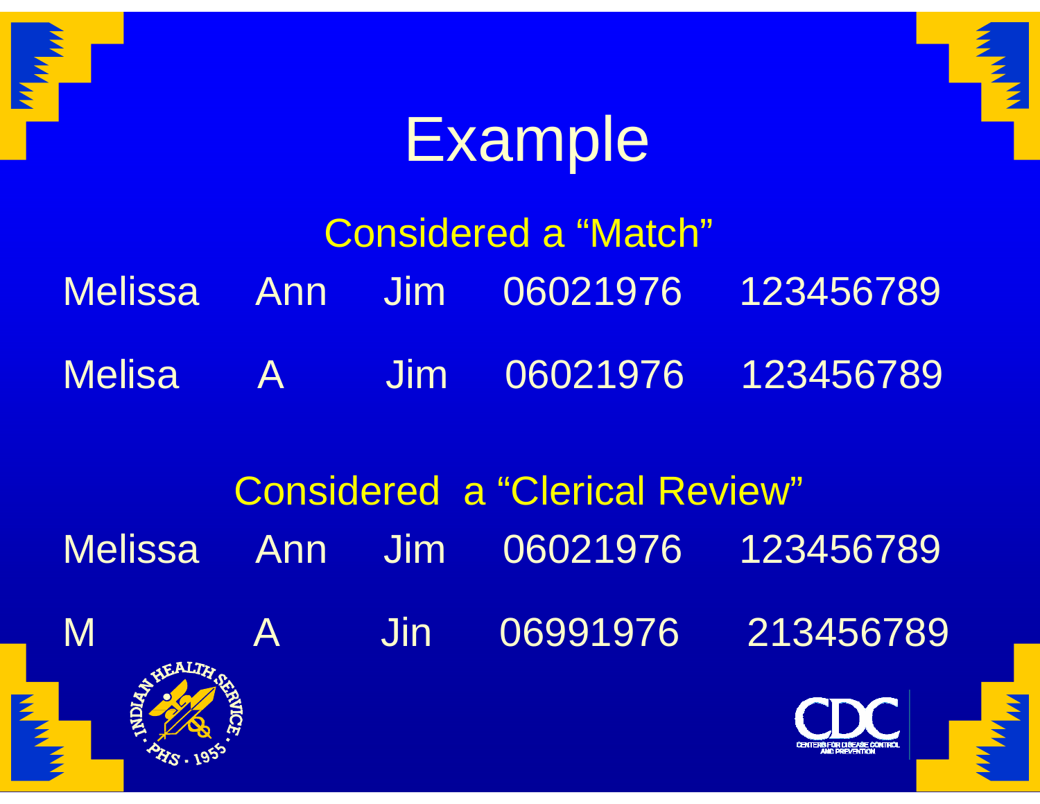# Example

### Considered a "Match"

| | | | | |
|---|---|---|---|---|
| Melissa | Ann | Jim | 06021976 | 123456789 |
| Melisa | A | Jim | 06021976 | 123456789 |

### Considered a "Clerical Review"

| | | | | |
|---|---|---|---|---|
| Melissa | Ann | Jim | 06021976 | 123456789 |
| M | A | Jin | 06991976 | 213456789 |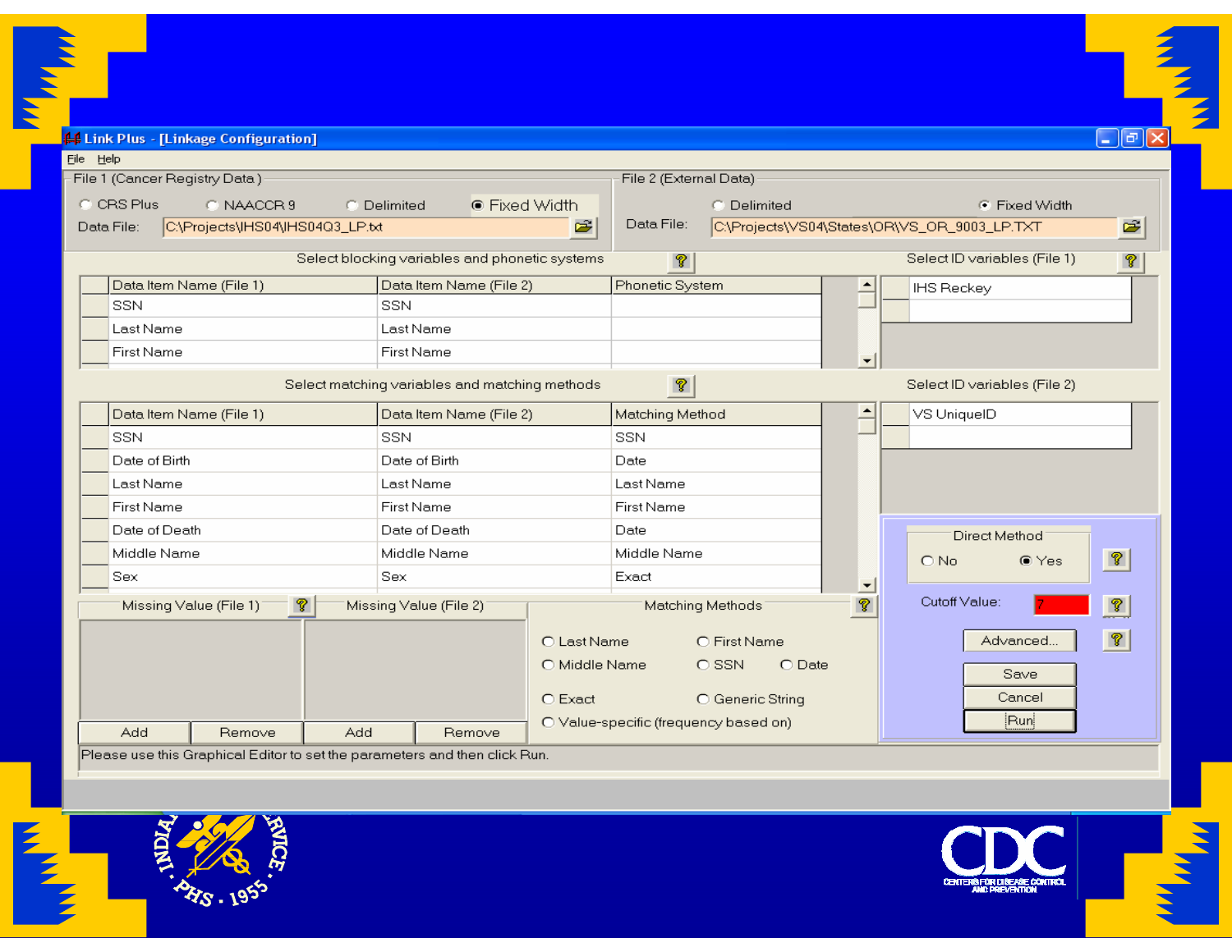# Link Plus - [Linkage Configuration]

File | Help

**File 1 (Cancer Registry Data)**

CRS Plus | NAACCR 9 | Delimited | Fixed Width

Data File: C:\Projects\IHS04\IHS04Q3_LP.txt

**File 2 (External Data)**

Delimited | Fixed Width

Data File: C:\Projects\VS04\States\OR\VS_OR_9003_LP.TXT

**Select blocking variables and phonetic systems**

| Data Item Name (File 1) | Data Item Name (File 2) | Phonetic System |
| --- | --- | --- |
| SSN | SSN | |
| Last Name | Last Name | |
| First Name | First Name | |

**Select ID variables (File 1)**

IHS Reckey

**Select matching variables and matching methods**

| Data Item Name (File 1) | Data Item Name (File 2) | Matching Method |
| --- | --- | --- |
| SSN | SSN | SSN |
| Date of Birth | Date of Birth | Date |
| Last Name | Last Name | Last Name |
| First Name | First Name | First Name |
| Date of Death | Date of Death | Date |
| Middle Name | Middle Name | Middle Name |
| Sex | Sex | Exact |

**Select ID variables (File 2)**

VS UniqueID

**Missing Value (File 1)** — Add | Remove

**Missing Value (File 2)** — Add | Remove

**Matching Methods**

Last Name | First Name | Middle Name | SSN | Date | Exact | Generic String | Value-specific (frequency based on)

**Direct Method**: No | Yes

Cutoff Value: 7

Advanced... | Save | Cancel | Run

Please use this Graphical Editor to set the parameters and then click Run.

INDIAN HEALTH SERVICE · PHS · 1955

CDC — CENTERS FOR DISEASE CONTROL AND PREVENTION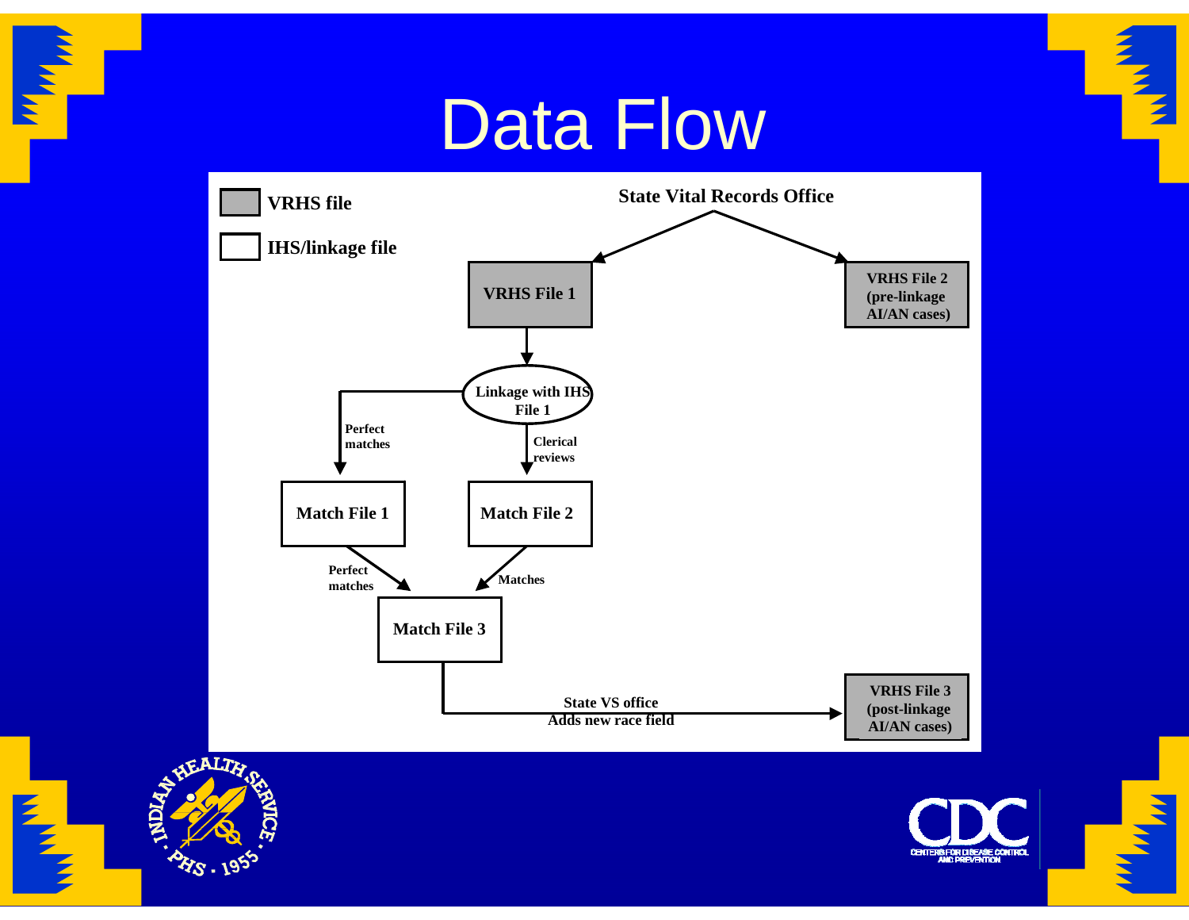# Data Flow

- VRHS file (gray box)
- IHS/linkage file (white box)

**State Vital Records Office**
- → **VRHS File 1**
- → **VRHS File 2** (pre-linkage AI/AN cases)

**VRHS File 1** → **Linkage with IHS File 1**
- Perfect matches → **Match File 1**
- Clerical reviews → **Match File 2**

**Match File 1** → Perfect matches → **Match File 3**

**Match File 2** → Matches → **Match File 3**

**Match File 3** → State VS office Adds new race field → **VRHS File 3** (post-linkage AI/AN cases)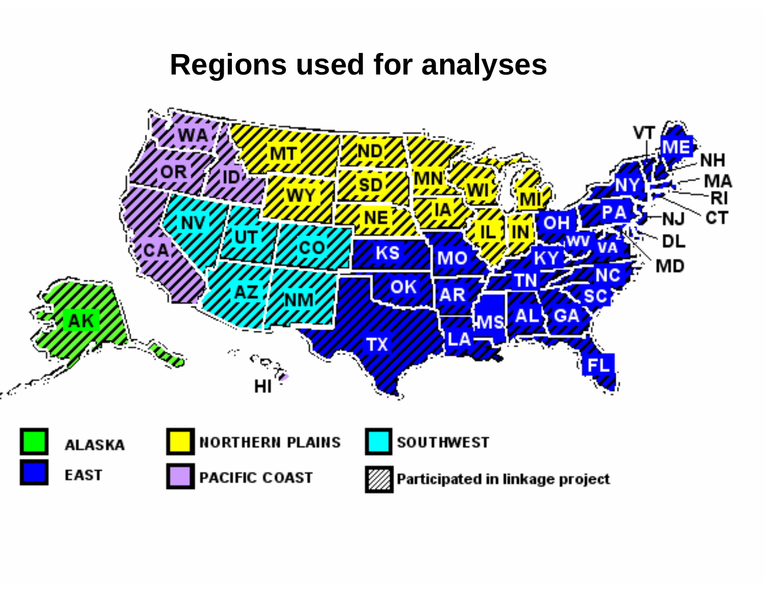# Regions used for analyses

| | |
|---|---|
| ALASKA | EAST |
| NORTHERN PLAINS | PACIFIC COAST |
| SOUTHWEST | Participated in linkage project |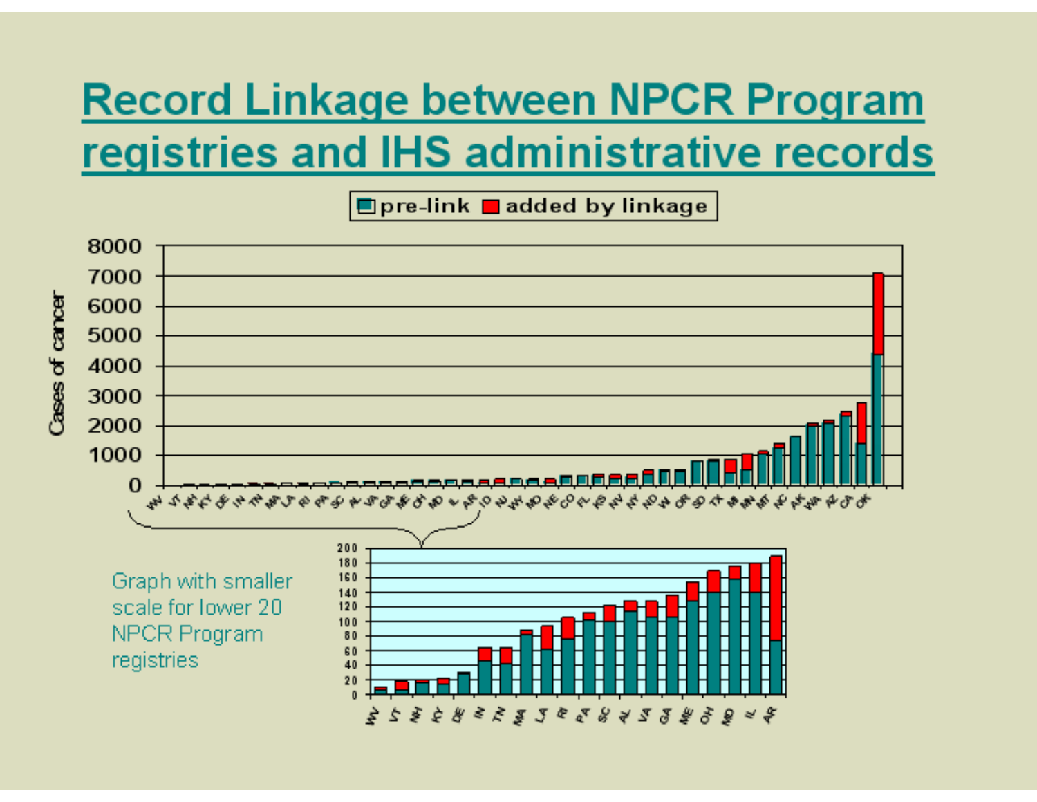# Record Linkage between NPCR Program registries and IHS administrative records

pre-link | added by linkage

Cases of cancer

WV VT NH KY DE IN TN MA LA RI PA SC AL VA GA ME OH MD IL AR ID NJ WY MO NE CO FL KS NV NY ND WI OR SD TX MI MN MT NC AK WA AZ CA OK

Graph with smaller scale for lower 20 NPCR Program registries

WV VT NH KY DE IN TN MA LA RI PA SC AL VA GA ME OH MD IL AR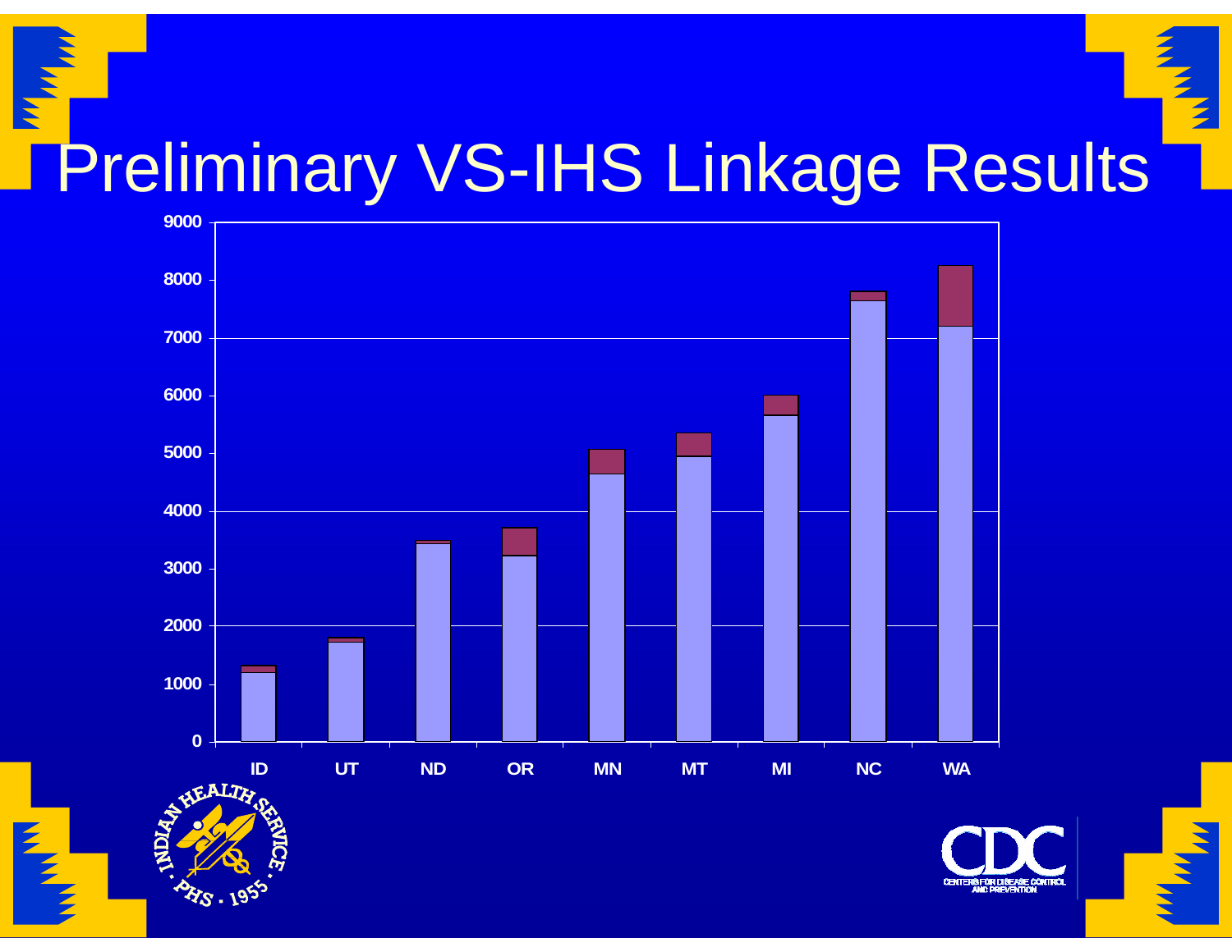# Preliminary VS-IHS Linkage Results

9000
8000
7000
6000
5000
4000
3000
2000
1000
0

ID UT ND OR MN MT MI NC WA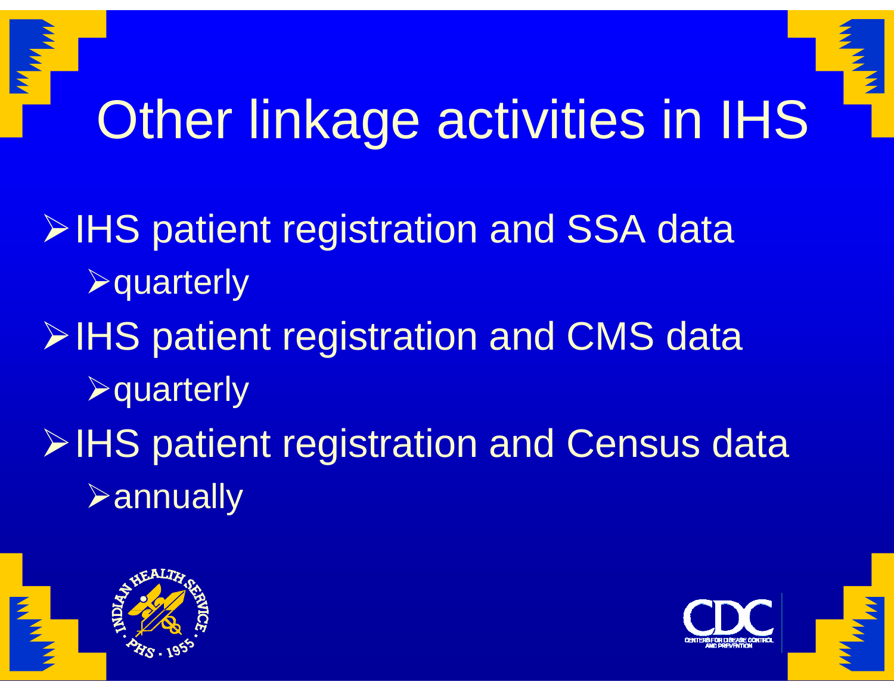# Other linkage activities in IHS

- IHS patient registration and SSA data
  - quarterly
- IHS patient registration and CMS data
  - quarterly
- IHS patient registration and Census data
  - annually